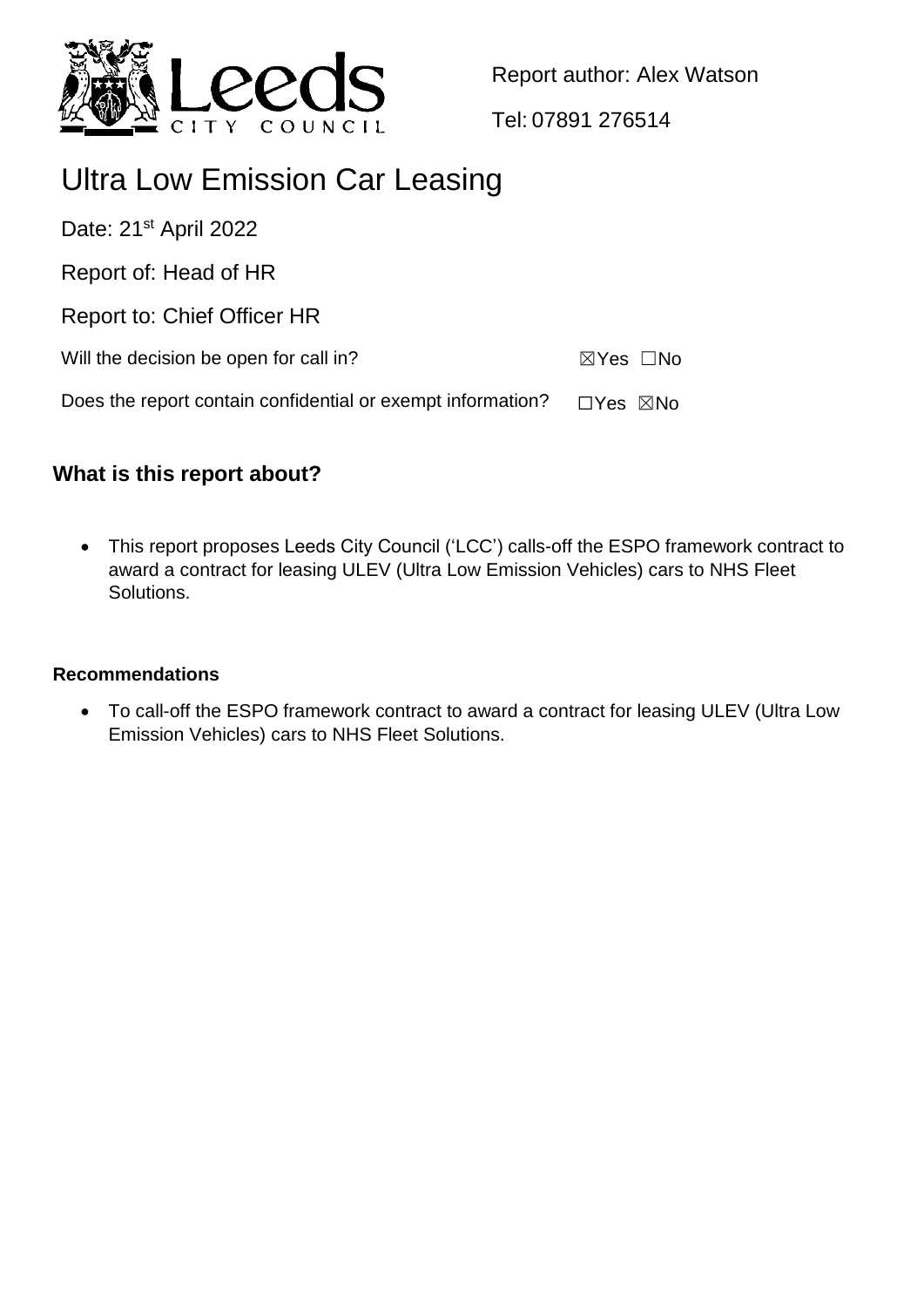Report author: Alex Watson

Tel: 07891 276514

# Ultra Low Emission Car Leasing

Date: 21st April 2022

Report of: Head of HR

Report to: Chief Officer HR

Will the decision be open for call in? ☒Yes ☐No

Does the report contain confidential or exempt information? ☐Yes ☒No

## What is this report about?

- This report proposes Leeds City Council ('LCC') calls-off the ESPO framework contract to award a contract for leasing ULEV (Ultra Low Emission Vehicles) cars to NHS Fleet Solutions.

### Recommendations

- To call-off the ESPO framework contract to award a contract for leasing ULEV (Ultra Low Emission Vehicles) cars to NHS Fleet Solutions.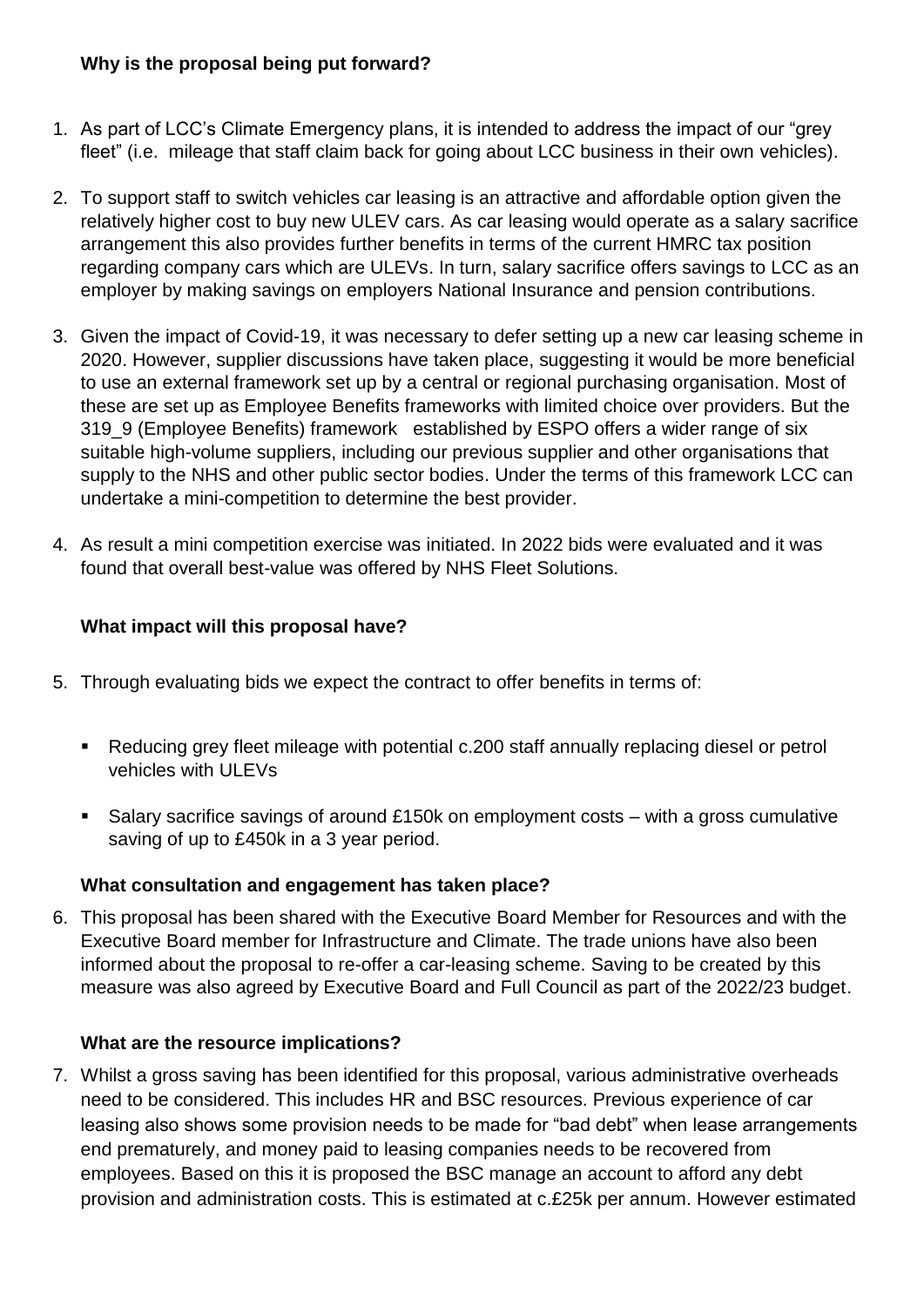**Why is the proposal being put forward?**

1. As part of LCC's Climate Emergency plans, it is intended to address the impact of our "grey fleet" (i.e. mileage that staff claim back for going about LCC business in their own vehicles).

2. To support staff to switch vehicles car leasing is an attractive and affordable option given the relatively higher cost to buy new ULEV cars. As car leasing would operate as a salary sacrifice arrangement this also provides further benefits in terms of the current HMRC tax position regarding company cars which are ULEVs. In turn, salary sacrifice offers savings to LCC as an employer by making savings on employers National Insurance and pension contributions.

3. Given the impact of Covid-19, it was necessary to defer setting up a new car leasing scheme in 2020. However, supplier discussions have taken place, suggesting it would be more beneficial to use an external framework set up by a central or regional purchasing organisation. Most of these are set up as Employee Benefits frameworks with limited choice over providers. But the 319_9 (Employee Benefits) framework established by ESPO offers a wider range of six suitable high-volume suppliers, including our previous supplier and other organisations that supply to the NHS and other public sector bodies. Under the terms of this framework LCC can undertake a mini-competition to determine the best provider.

4. As result a mini competition exercise was initiated. In 2022 bids were evaluated and it was found that overall best-value was offered by NHS Fleet Solutions.

**What impact will this proposal have?**

5. Through evaluating bids we expect the contract to offer benefits in terms of:

   - Reducing grey fleet mileage with potential c.200 staff annually replacing diesel or petrol vehicles with ULEVs

   - Salary sacrifice savings of around £150k on employment costs – with a gross cumulative saving of up to £450k in a 3 year period.

**What consultation and engagement has taken place?**

6. This proposal has been shared with the Executive Board Member for Resources and with the Executive Board member for Infrastructure and Climate. The trade unions have also been informed about the proposal to re-offer a car-leasing scheme. Saving to be created by this measure was also agreed by Executive Board and Full Council as part of the 2022/23 budget.

**What are the resource implications?**

7. Whilst a gross saving has been identified for this proposal, various administrative overheads need to be considered. This includes HR and BSC resources. Previous experience of car leasing also shows some provision needs to be made for "bad debt" when lease arrangements end prematurely, and money paid to leasing companies needs to be recovered from employees. Based on this it is proposed the BSC manage an account to afford any debt provision and administration costs. This is estimated at c.£25k per annum. However estimated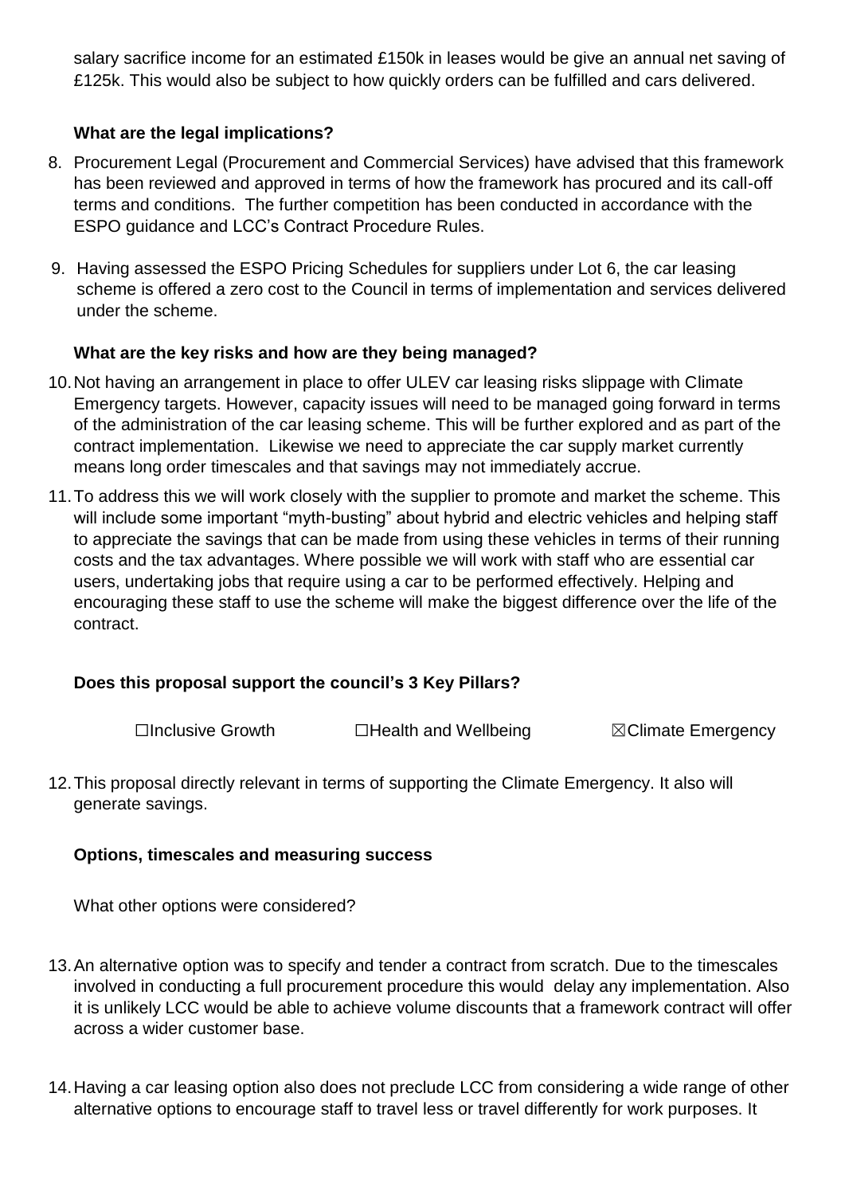salary sacrifice income for an estimated £150k in leases would be give an annual net saving of £125k. This would also be subject to how quickly orders can be fulfilled and cars delivered.

### What are the legal implications?

8. Procurement Legal (Procurement and Commercial Services) have advised that this framework has been reviewed and approved in terms of how the framework has procured and its call-off terms and conditions. The further competition has been conducted in accordance with the ESPO guidance and LCC's Contract Procedure Rules.

9. Having assessed the ESPO Pricing Schedules for suppliers under Lot 6, the car leasing scheme is offered a zero cost to the Council in terms of implementation and services delivered under the scheme.

### What are the key risks and how are they being managed?

10. Not having an arrangement in place to offer ULEV car leasing risks slippage with Climate Emergency targets. However, capacity issues will need to be managed going forward in terms of the administration of the car leasing scheme. This will be further explored and as part of the contract implementation. Likewise we need to appreciate the car supply market currently means long order timescales and that savings may not immediately accrue.

11. To address this we will work closely with the supplier to promote and market the scheme. This will include some important "myth-busting" about hybrid and electric vehicles and helping staff to appreciate the savings that can be made from using these vehicles in terms of their running costs and the tax advantages. Where possible we will work with staff who are essential car users, undertaking jobs that require using a car to be performed effectively. Helping and encouraging these staff to use the scheme will make the biggest difference over the life of the contract.

### Does this proposal support the council's 3 Key Pillars?

☐Inclusive Growth ☐Health and Wellbeing ☒Climate Emergency

12. This proposal directly relevant in terms of supporting the Climate Emergency. It also will generate savings.

### Options, timescales and measuring success

What other options were considered?

13. An alternative option was to specify and tender a contract from scratch. Due to the timescales involved in conducting a full procurement procedure this would delay any implementation. Also it is unlikely LCC would be able to achieve volume discounts that a framework contract will offer across a wider customer base.

14. Having a car leasing option also does not preclude LCC from considering a wide range of other alternative options to encourage staff to travel less or travel differently for work purposes. It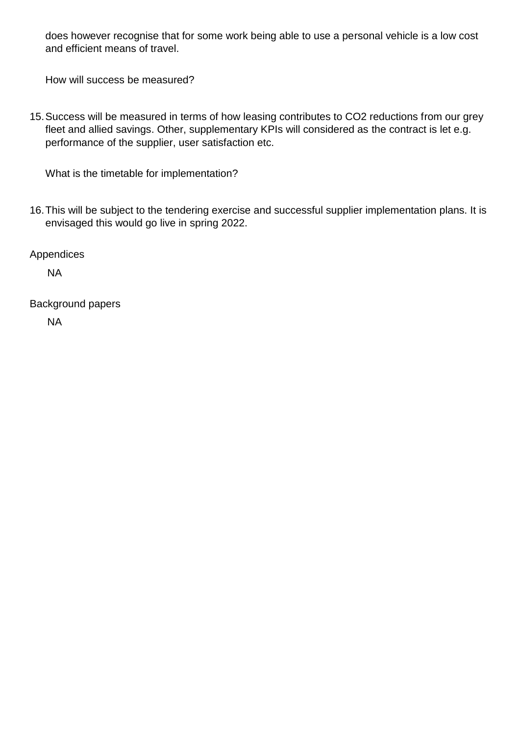does however recognise that for some work being able to use a personal vehicle is a low cost and efficient means of travel.

How will success be measured?

15. Success will be measured in terms of how leasing contributes to $CO_2$ reductions from our grey fleet and allied savings. Other, supplementary KPIs will considered as the contract is let e.g. performance of the supplier, user satisfaction etc.

What is the timetable for implementation?

16. This will be subject to the tendering exercise and successful supplier implementation plans. It is envisaged this would go live in spring 2022.

Appendices

NA

Background papers

NA